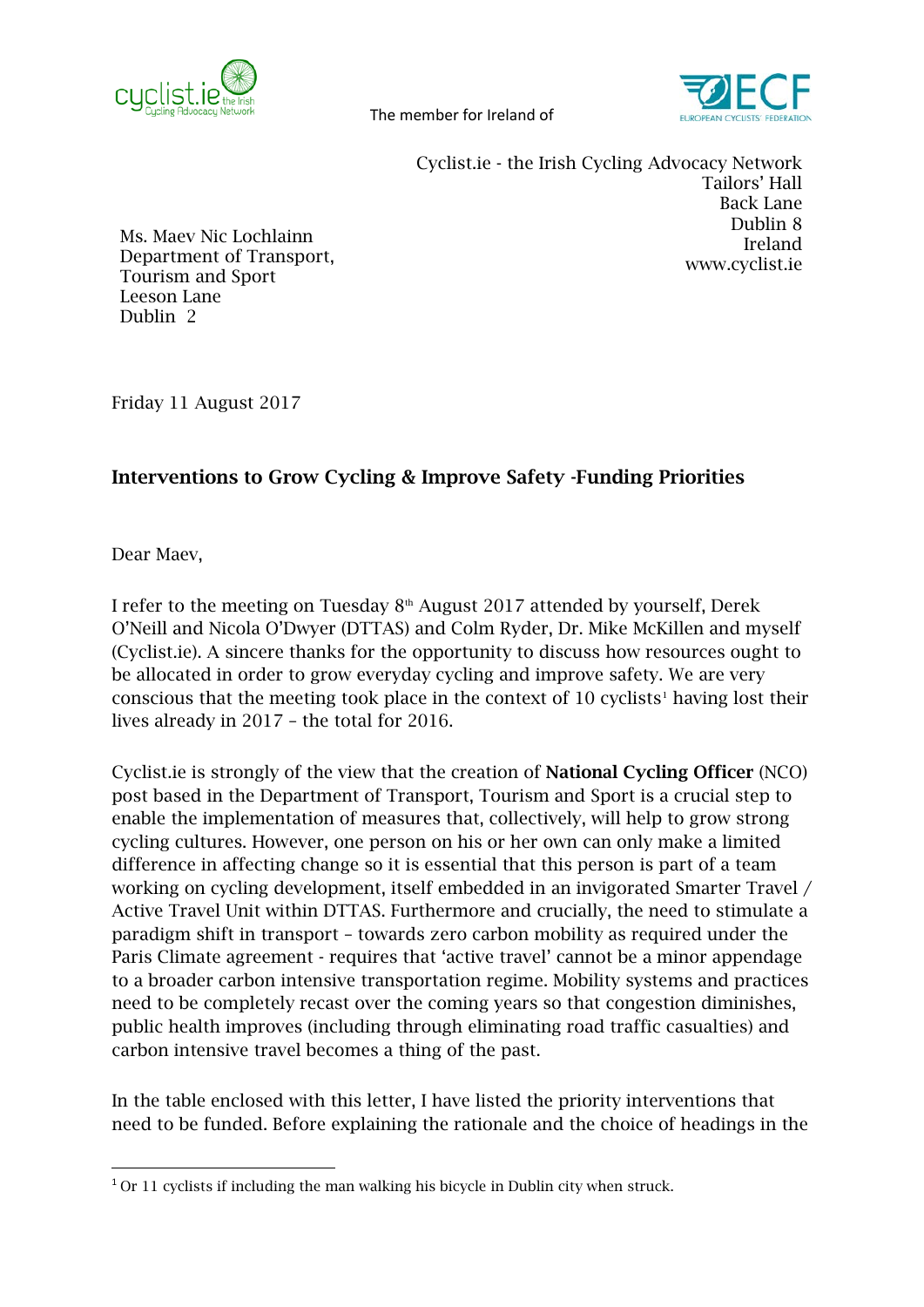The member for Ireland of

Cyclist.ie - the Irish Cycling Advocacy Network
Tailors' Hall
Back Lane
Dublin 8
Ireland
www.cyclist.ie

Ms. Maev Nic Lochlainn
Department of Transport,
Tourism and Sport
Leeson Lane
Dublin 2

Friday 11 August 2017

## Interventions to Grow Cycling & Improve Safety -Funding Priorities

Dear Maev,

I refer to the meeting on Tuesday 8th August 2017 attended by yourself, Derek O'Neill and Nicola O'Dwyer (DTTAS) and Colm Ryder, Dr. Mike McKillen and myself (Cyclist.ie). A sincere thanks for the opportunity to discuss how resources ought to be allocated in order to grow everyday cycling and improve safety. We are very conscious that the meeting took place in the context of 10 cyclists[1] having lost their lives already in 2017 – the total for 2016.

Cyclist.ie is strongly of the view that the creation of **National Cycling Officer** (NCO) post based in the Department of Transport, Tourism and Sport is a crucial step to enable the implementation of measures that, collectively, will help to grow strong cycling cultures. However, one person on his or her own can only make a limited difference in affecting change so it is essential that this person is part of a team working on cycling development, itself embedded in an invigorated Smarter Travel / Active Travel Unit within DTTAS. Furthermore and crucially, the need to stimulate a paradigm shift in transport – towards zero carbon mobility as required under the Paris Climate agreement - requires that 'active travel' cannot be a minor appendage to a broader carbon intensive transportation regime. Mobility systems and practices need to be completely recast over the coming years so that congestion diminishes, public health improves (including through eliminating road traffic casualties) and carbon intensive travel becomes a thing of the past.

In the table enclosed with this letter, I have listed the priority interventions that need to be funded. Before explaining the rationale and the choice of headings in the

[1] Or 11 cyclists if including the man walking his bicycle in Dublin city when struck.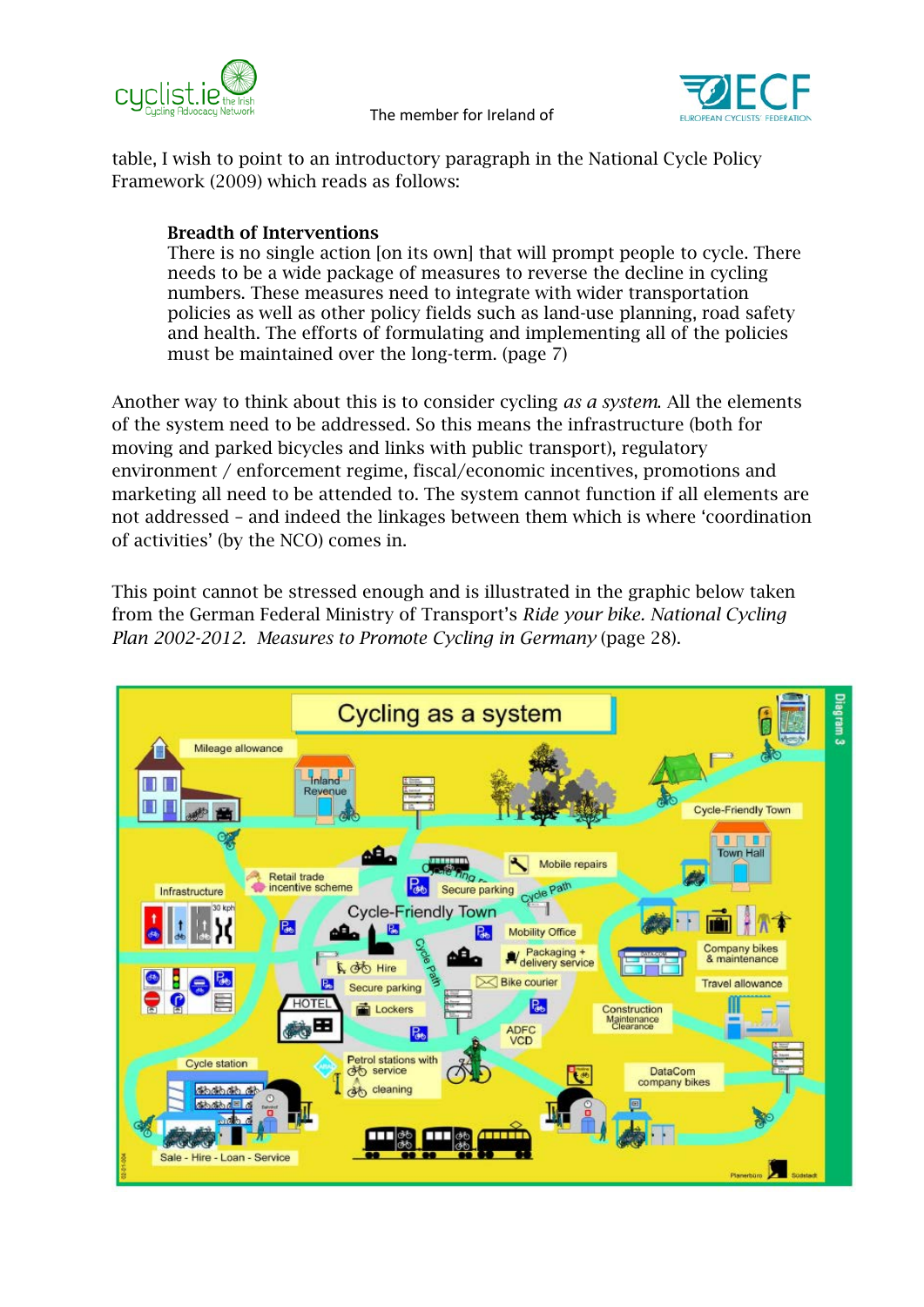table, I wish to point to an introductory paragraph in the National Cycle Policy Framework (2009) which reads as follows:

> **Breadth of Interventions**
> There is no single action [on its own] that will prompt people to cycle. There needs to be a wide package of measures to reverse the decline in cycling numbers. These measures need to integrate with wider transportation policies as well as other policy fields such as land-use planning, road safety and health. The efforts of formulating and implementing all of the policies must be maintained over the long-term. (page 7)

Another way to think about this is to consider cycling *as a system*. All the elements of the system need to be addressed. So this means the infrastructure (both for moving and parked bicycles and links with public transport), regulatory environment / enforcement regime, fiscal/economic incentives, promotions and marketing all need to be attended to. The system cannot function if all elements are not addressed – and indeed the linkages between them which is where 'coordination of activities' (by the NCO) comes in.

This point cannot be stressed enough and is illustrated in the graphic below taken from the German Federal Ministry of Transport's *Ride your bike. National Cycling Plan 2002-2012. Measures to Promote Cycling in Germany* (page 28).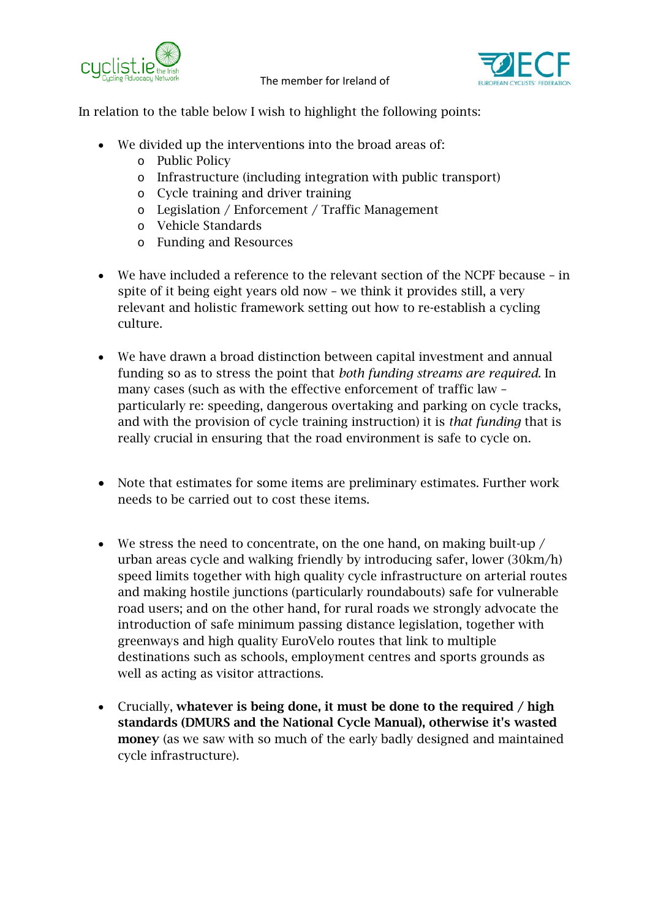In relation to the table below I wish to highlight the following points:

- We divided up the interventions into the broad areas of:
  - Public Policy
  - Infrastructure (including integration with public transport)
  - Cycle training and driver training
  - Legislation / Enforcement / Traffic Management
  - Vehicle Standards
  - Funding and Resources

- We have included a reference to the relevant section of the NCPF because – in spite of it being eight years old now – we think it provides still, a very relevant and holistic framework setting out how to re-establish a cycling culture.

- We have drawn a broad distinction between capital investment and annual funding so as to stress the point that *both funding streams are required*. In many cases (such as with the effective enforcement of traffic law – particularly re: speeding, dangerous overtaking and parking on cycle tracks, and with the provision of cycle training instruction) it is *that funding* that is really crucial in ensuring that the road environment is safe to cycle on.

- Note that estimates for some items are preliminary estimates. Further work needs to be carried out to cost these items.

- We stress the need to concentrate, on the one hand, on making built-up / urban areas cycle and walking friendly by introducing safer, lower (30km/h) speed limits together with high quality cycle infrastructure on arterial routes and making hostile junctions (particularly roundabouts) safe for vulnerable road users; and on the other hand, for rural roads we strongly advocate the introduction of safe minimum passing distance legislation, together with greenways and high quality EuroVelo routes that link to multiple destinations such as schools, employment centres and sports grounds as well as acting as visitor attractions.

- Crucially, **whatever is being done, it must be done to the required / high standards (DMURS and the National Cycle Manual), otherwise it's wasted money** (as we saw with so much of the early badly designed and maintained cycle infrastructure).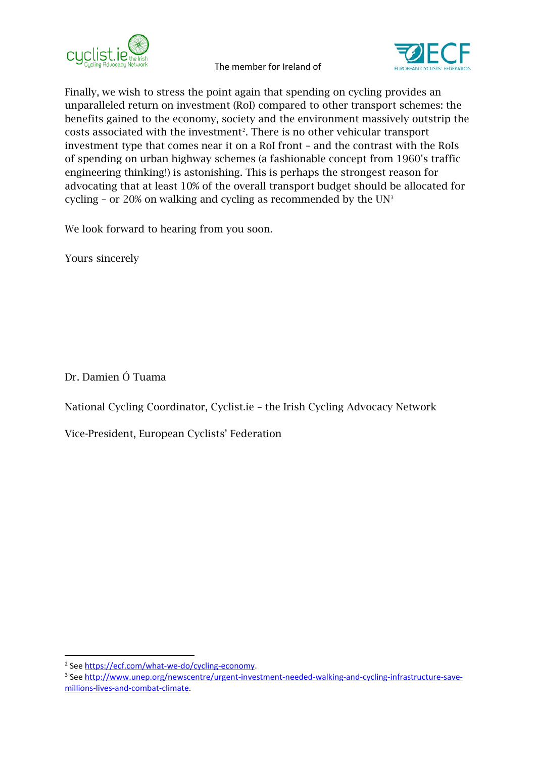Finally, we wish to stress the point again that spending on cycling provides an unparalleled return on investment (RoI) compared to other transport schemes: the benefits gained to the economy, society and the environment massively outstrip the costs associated with the investment[2]. There is no other vehicular transport investment type that comes near it on a RoI front – and the contrast with the RoIs of spending on urban highway schemes (a fashionable concept from 1960's traffic engineering thinking!) is astonishing. This is perhaps the strongest reason for advocating that at least 10% of the overall transport budget should be allocated for cycling – or 20% on walking and cycling as recommended by the UN[3]

We look forward to hearing from you soon.

Yours sincerely

Dr. Damien Ó Tuama

National Cycling Coordinator, Cyclist.ie – the Irish Cycling Advocacy Network

Vice-President, European Cyclists' Federation

---

[2] See https://ecf.com/what-we-do/cycling-economy.

[3] See http://www.unep.org/newscentre/urgent-investment-needed-walking-and-cycling-infrastructure-save-millions-lives-and-combat-climate.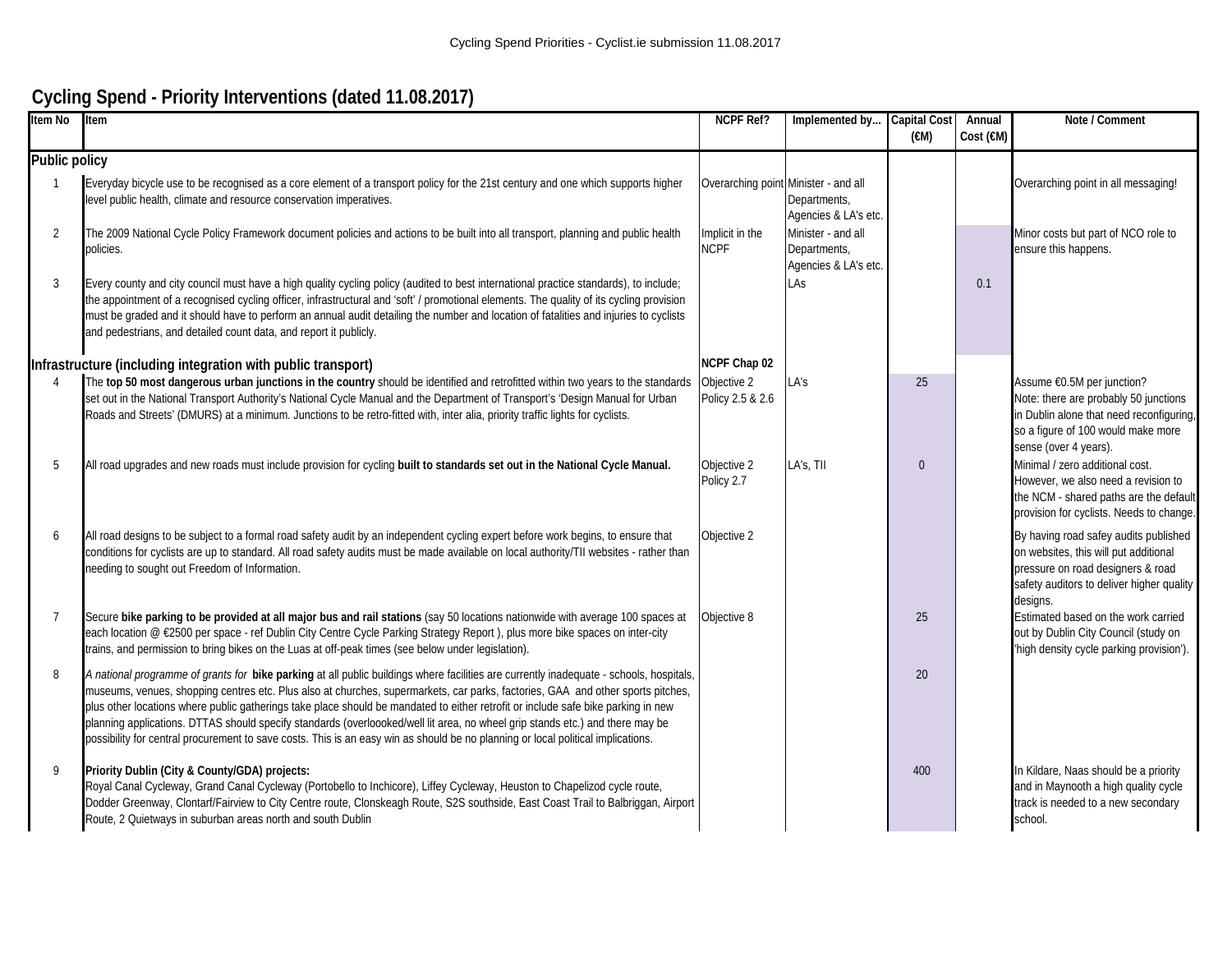## Cycling Spend - Priority Interventions (dated 11.08.2017)

| Item No | Item | NCPF Ref? | Implemented by... | Capital Cost (€M) | Annual Cost (€M) | Note / Comment |
|---|---|---|---|---|---|---|
| **Public policy** | | | | | | |
| 1 | Everyday bicycle use to be recognised as a core element of a transport policy for the 21st century and one which supports higher level public health, climate and resource conservation imperatives. | Overarching point | Minister - and all Departments, Agencies & LA's etc. | | | Overarching point in all messaging! |
| 2 | The 2009 National Cycle Policy Framework document policies and actions to be built into all transport, planning and public health policies. | Implicit in the NCPF | Minister - and all Departments, Agencies & LA's etc. | | | Minor costs but part of NCO role to ensure this happens. |
| 3 | Every county and city council must have a high quality cycling policy (audited to best international practice standards), to include; the appointment of a recognised cycling officer, infrastructural and 'soft' / promotional elements. The quality of its cycling provision must be graded and it should have to perform an annual audit detailing the number and location of fatalities and injuries to cyclists and pedestrians, and detailed count data, and report it publicly. | | LAs | | 0.1 | |
| **Infrastructure (including integration with public transport)** | | **NCPF Chap 02** | | | | |
| 4 | The **top 50 most dangerous urban junctions in the country** should be identified and retrofitted within two years to the standards set out in the National Transport Authority's National Cycle Manual and the Department of Transport's 'Design Manual for Urban Roads and Streets' (DMURS) at a minimum. Junctions to be retro-fitted with, inter alia, priority traffic lights for cyclists. | Objective 2 Policy 2.5 & 2.6 | LA's | 25 | | Assume €0.5M per junction? Note: there are probably 50 junctions in Dublin alone that need reconfiguring, so a figure of 100 would make more sense (over 4 years). |
| 5 | All road upgrades and new roads must include provision for cycling **built to standards set out in the National Cycle Manual.** | Objective 2 Policy 2.7 | LA's, TII | 0 | | Minimal / zero additional cost. However, we also need a revision to the NCM - shared paths are the default provision for cyclists. Needs to change. |
| 6 | All road designs to be subject to a formal road safety audit by an independent cycling expert before work begins, to ensure that conditions for cyclists are up to standard. All road safety audits must be made available on local authority/TII websites - rather than needing to sought out Freedom of Information. | Objective 2 | | | | By having road safey audits published on websites, this will put additional pressure on road designers & road safety auditors to deliver higher quality designs. |
| 7 | Secure **bike parking to be provided at all major bus and rail stations** (say 50 locations nationwide with average 100 spaces at each location @ €2500 per space - ref Dublin City Centre Cycle Parking Strategy Report ), plus more bike spaces on inter-city trains, and permission to bring bikes on the Luas at off-peak times (see below under legislation). | Objective 8 | | 25 | | Estimated based on the work carried out by Dublin City Council (study on 'high density cycle parking provision'). |
| 8 | *A national programme of grants for* **bike parking** at all public buildings where facilities are currently inadequate - schools, hospitals, museums, venues, shopping centres etc. Plus also at churches, supermarkets, car parks, factories, GAA and other sports pitches, plus other locations where public gatherings take place should be mandated to either retrofit or include safe bike parking in new planning applications. DTTAS should specify standards (overlooooked/well lit area, no wheel grip stands etc.) and there may be possibility for central procurement to save costs. This is an easy win as should be no planning or local political implications. | | | 20 | | |
| 9 | **Priority Dublin (City & County/GDA) projects:** Royal Canal Cycleway, Grand Canal Cycleway (Portobello to Inchicore), Liffey Cycleway, Heuston to Chapelizod cycle route, Dodder Greenway, Clontarf/Fairview to City Centre route, Clonskeagh Route, S2S southside, East Coast Trail to Balbriggan, Airport Route, 2 Quietways in suburban areas north and south Dublin | | | 400 | | In Kildare, Naas should be a priority and in Maynooth a high quality cycle track is needed to a new secondary school. |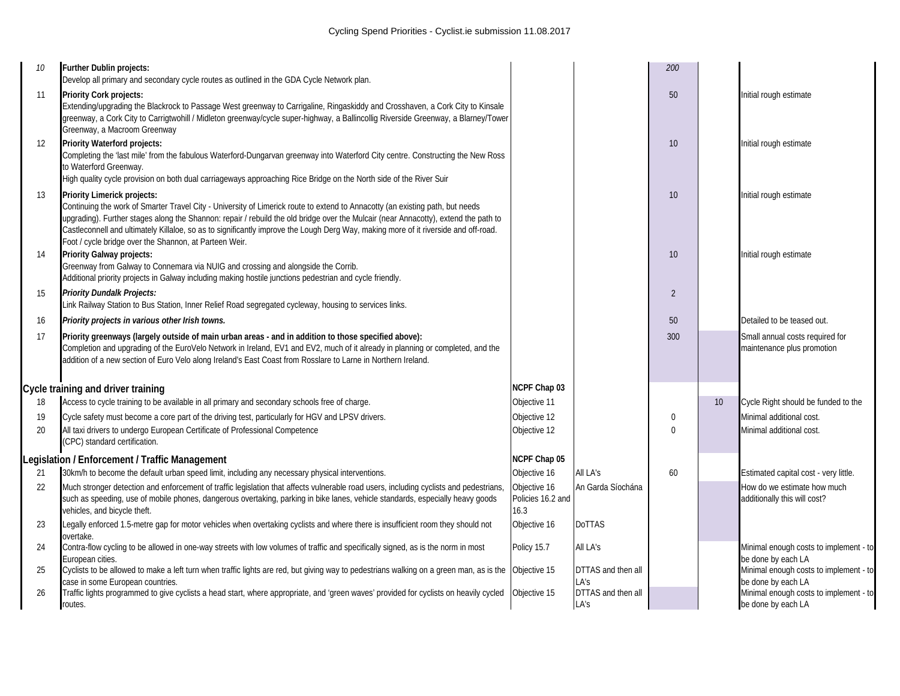| | | | | | | |
|---|---|---|---|---|---|---|
| *10* | **Further Dublin projects:**<br>Develop all primary and secondary cycle routes as outlined in the GDA Cycle Network plan. | | | *200* | | |
| 11 | **Priority Cork projects:**<br>Extending/upgrading the Blackrock to Passage West greenway to Carrigaline, Ringaskiddy and Crosshaven, a Cork City to Kinsale greenway, a Cork City to Carrigtwohill / Midleton greenway/cycle super-highway, a Ballincollig Riverside Greenway, a Blarney/Tower Greenway, a Macroom Greenway | | | 50 | | Initial rough estimate |
| 12 | **Priority Waterford projects:**<br>Completing the 'last mile' from the fabulous Waterford-Dungarvan greenway into Waterford City centre. Constructing the New Ross to Waterford Greenway.<br>High quality cycle provision on both dual carriageways approaching Rice Bridge on the North side of the River Suir | | | 10 | | Initial rough estimate |
| 13 | **Priority Limerick projects:**<br>Continuing the work of Smarter Travel City - University of Limerick route to extend to Annacotty (an existing path, but needs upgrading). Further stages along the Shannon: repair / rebuild the old bridge over the Mulcair (near Annacotty), extend the path to Castleconnell and ultimately Killaloe, so as to significantly improve the Lough Derg Way, making more of it riverside and off-road.<br>Foot / cycle bridge over the Shannon, at Parteen Weir. | | | 10 | | Initial rough estimate |
| 14 | **Priority Galway projects:**<br>Greenway from Galway to Connemara via NUIG and crossing and alongside the Corrib.<br>Additional priority projects in Galway including making hostile junctions pedestrian and cycle friendly. | | | 10 | | Initial rough estimate |
| 15 | ***Priority Dundalk Projects:***<br>Link Railway Station to Bus Station, Inner Relief Road segregated cycleway, housing to services links. | | | 2 | | |
| 16 | ***Priority projects in various other Irish towns.*** | | | 50 | | Detailed to be teased out. |
| 17 | **Priority greenways (largely outside of main urban areas - and in addition to those specified above):**<br>Completion and upgrading of the EuroVelo Network in Ireland, EV1 and EV2, much of it already in planning or completed, and the addition of a new section of Euro Velo along Ireland's East Coast from Rosslare to Larne in Northern Ireland. | | | 300 | | Small annual costs required for maintenance plus promotion |
| **Cycle training and driver training** | | **NCPF Chap 03** | | | | |
| 18 | Access to cycle training to be available in all primary and secondary schools free of charge. | Objective 11 | | | 10 | Cycle Right should be funded to the |
| 19 | Cycle safety must become a core part of the driving test, particularly for HGV and LPSV drivers. | Objective 12 | | 0 | | Minimal additional cost. |
| 20 | All taxi drivers to undergo European Certificate of Professional Competence (CPC) standard certification. | Objective 12 | | 0 | | Minimal additional cost. |
| **Legislation / Enforcement / Traffic Management** | | **NCPF Chap 05** | | | | |
| 21 | 30km/h to become the default urban speed limit, including any necessary physical interventions. | Objective 16 | All LA's | 60 | | Estimated capital cost - very little. |
| 22 | Much stronger detection and enforcement of traffic legislation that affects vulnerable road users, including cyclists and pedestrians, such as speeding, use of mobile phones, dangerous overtaking, parking in bike lanes, vehicle standards, especially heavy goods vehicles, and bicycle theft. | Objective 16<br>Policies 16.2 and 16.3 | An Garda Síochána | | | How do we estimate how much additionally this will cost? |
| 23 | Legally enforced 1.5-metre gap for motor vehicles when overtaking cyclists and where there is insufficient room they should not overtake. | Objective 16 | DoTTAS | | | |
| 24 | Contra-flow cycling to be allowed in one-way streets with low volumes of traffic and specifically signed, as is the norm in most European cities. | Policy 15.7 | All LA's | | | Minimal enough costs to implement - to be done by each LA |
| 25 | Cyclists to be allowed to make a left turn when traffic lights are red, but giving way to pedestrians walking on a green man, as is the case in some European countries. | Objective 15 | DTTAS and then all LA's | | | Minimal enough costs to implement - to be done by each LA |
| 26 | Traffic lights programmed to give cyclists a head start, where appropriate, and 'green waves' provided for cyclists on heavily cycled routes. | Objective 15 | DTTAS and then all LA's | | | Minimal enough costs to implement - to be done by each LA |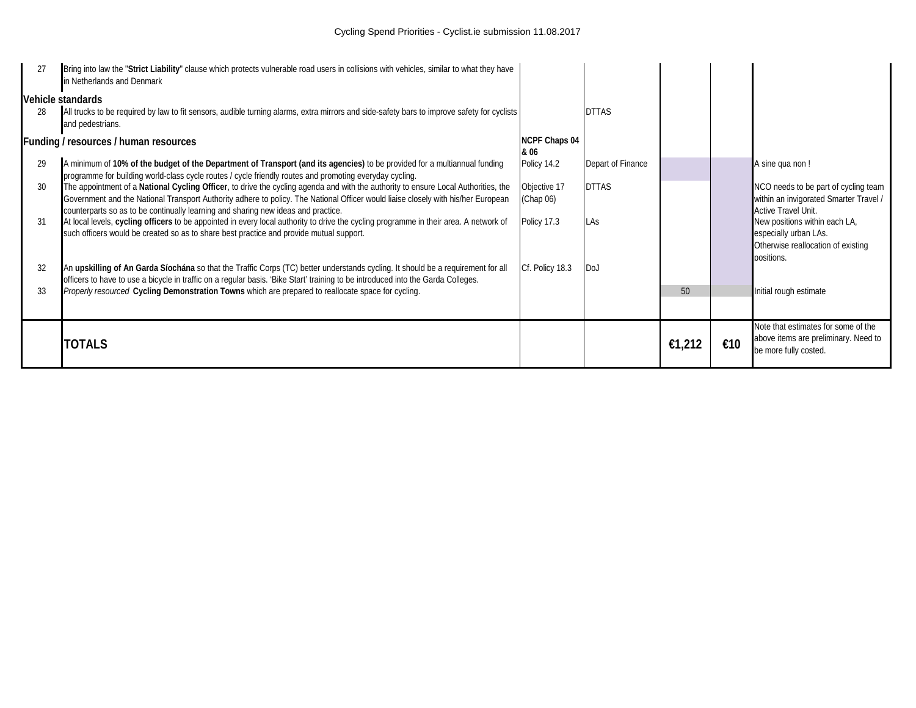| | | | | | | |
|---|---|---|---|---|---|---|
| 27 | Bring into law the "**Strict Liability**" clause which protects vulnerable road users in collisions with vehicles, similar to what they have in Netherlands and Denmark | | | | | |
| **Vehicle standards** | | | | | | |
| 28 | All trucks to be required by law to fit sensors, audible turning alarms, extra mirrors and side-safety bars to improve safety for cyclists and pedestrians. | | DTTAS | | | |
| **Funding / resources / human resources** | | **NCPF Chaps 04 & 06** | | | | |
| 29 | A minimum of **10% of the budget of the Department of Transport (and its agencies)** to be provided for a multiannual funding programme for building world-class cycle routes / cycle friendly routes and promoting everyday cycling. | Policy 14.2 | Depart of Finance | | | A sine qua non ! |
| 30 | The appointment of a **National Cycling Officer**, to drive the cycling agenda and with the authority to ensure Local Authorities, the Government and the National Transport Authority adhere to policy. The National Officer would liaise closely with his/her European counterparts so as to be continually learning and sharing new ideas and practice. | Objective 17 (Chap 06) | DTTAS | | | NCO needs to be part of cycling team within an invigorated Smarter Travel / Active Travel Unit. |
| 31 | At local levels, **cycling officers** to be appointed in every local authority to drive the cycling programme in their area. A network of such officers would be created so as to share best practice and provide mutual support. | Policy 17.3 | LAs | | | New positions within each LA, especially urban LAs. Otherwise reallocation of existing positions. |
| 32 | An **upskilling of An Garda Síochána** so that the Traffic Corps (TC) better understands cycling. It should be a requirement for all officers to have to use a bicycle in traffic on a regular basis. 'Bike Start' training to be introduced into the Garda Colleges. | Cf. Policy 18.3 | DoJ | | | |
| 33 | *Properly resourced* **Cycling Demonstration Towns** which are prepared to reallocate space for cycling. | | | 50 | | Initial rough estimate |
| | **TOTALS** | | | **€1,212** | **€10** | Note that estimates for some of the above items are preliminary. Need to be more fully costed. |